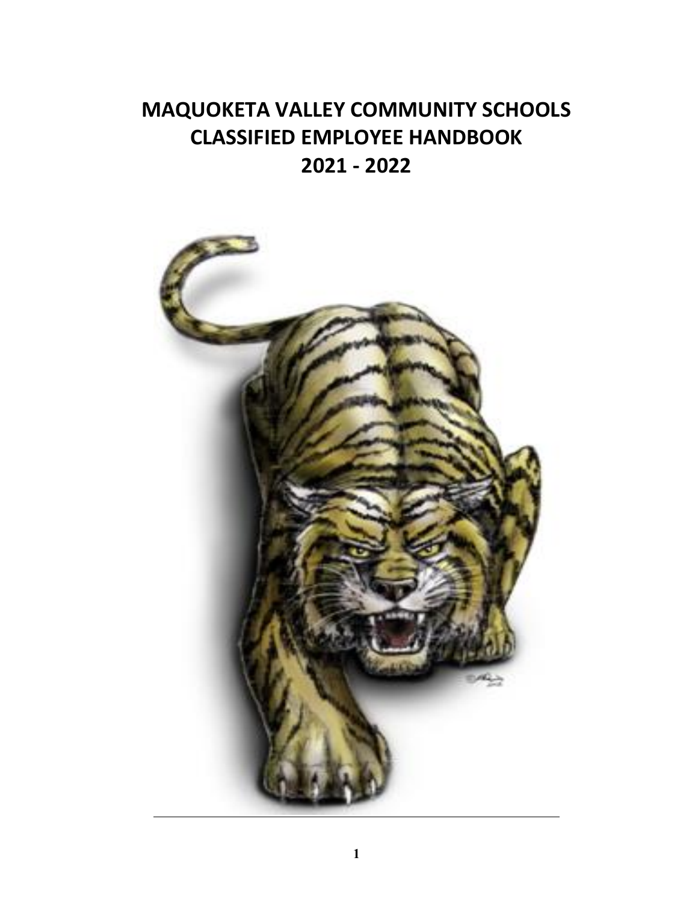# MAQUOKETA VALLEY COMMUNITY SCHOOLS CLASSIFIED EMPLOYEE HANDBOOK 2021 - 2022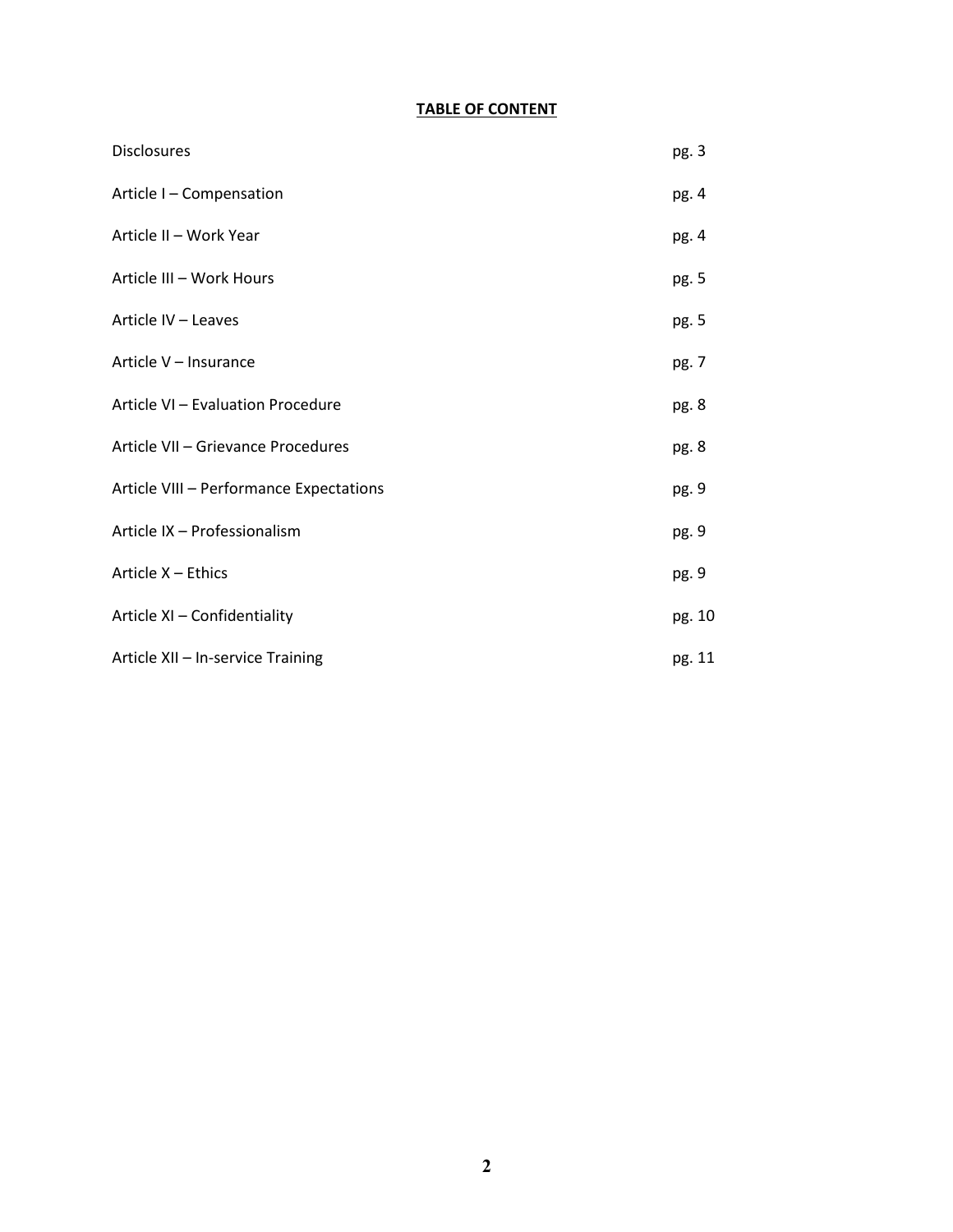# TABLE OF CONTENT

| | |
|---|---|
| Disclosures | pg. 3 |
| Article I – Compensation | pg. 4 |
| Article II – Work Year | pg. 4 |
| Article III – Work Hours | pg. 5 |
| Article IV – Leaves | pg. 5 |
| Article V – Insurance | pg. 7 |
| Article VI – Evaluation Procedure | pg. 8 |
| Article VII – Grievance Procedures | pg. 8 |
| Article VIII – Performance Expectations | pg. 9 |
| Article IX – Professionalism | pg. 9 |
| Article X – Ethics | pg. 9 |
| Article XI – Confidentiality | pg. 10 |
| Article XII – In-service Training | pg. 11 |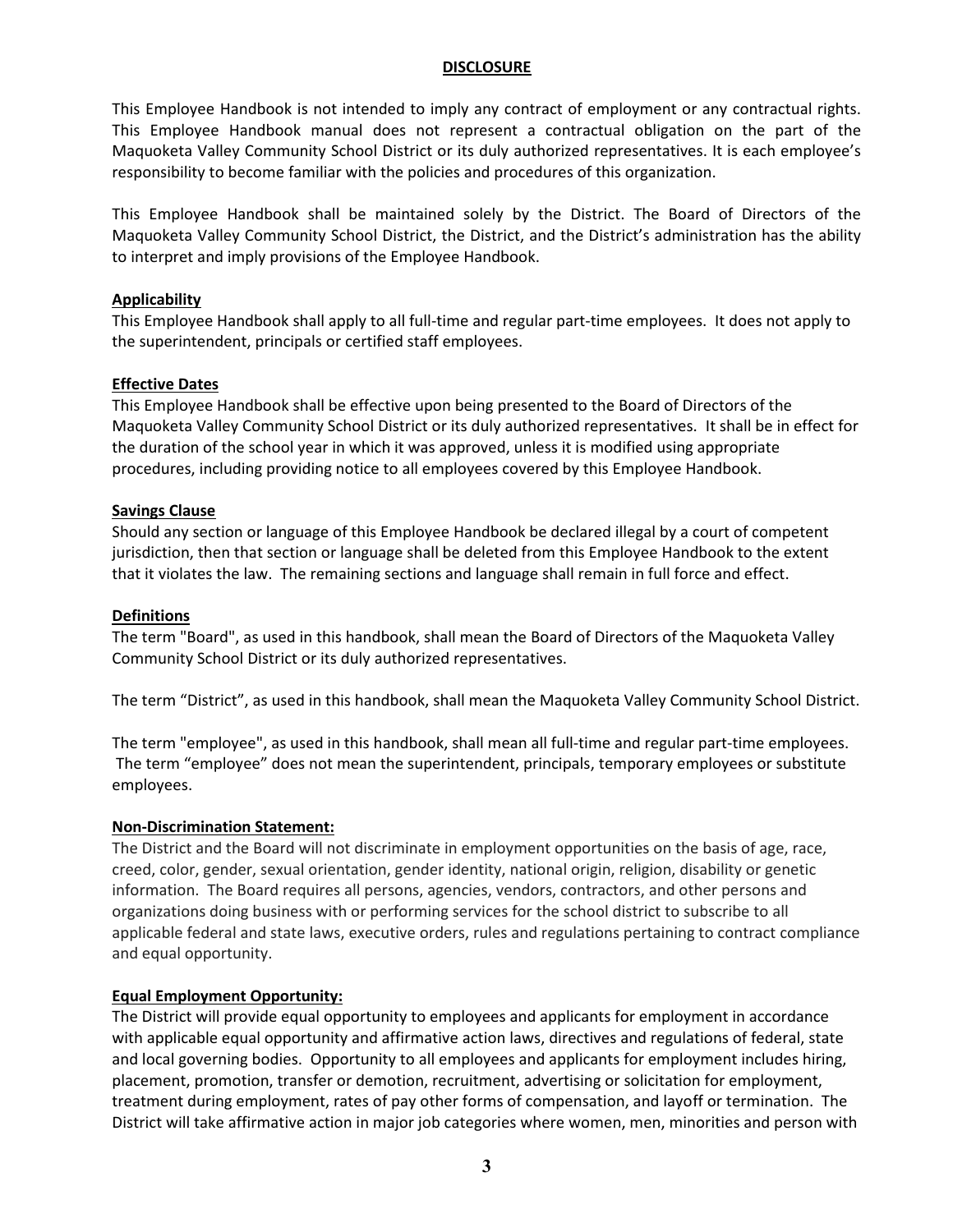## DISCLOSURE

This Employee Handbook is not intended to imply any contract of employment or any contractual rights. This Employee Handbook manual does not represent a contractual obligation on the part of the Maquoketa Valley Community School District or its duly authorized representatives. It is each employee's responsibility to become familiar with the policies and procedures of this organization.

This Employee Handbook shall be maintained solely by the District. The Board of Directors of the Maquoketa Valley Community School District, the District, and the District's administration has the ability to interpret and imply provisions of the Employee Handbook.

### Applicability

This Employee Handbook shall apply to all full-time and regular part-time employees. It does not apply to the superintendent, principals or certified staff employees.

### Effective Dates

This Employee Handbook shall be effective upon being presented to the Board of Directors of the Maquoketa Valley Community School District or its duly authorized representatives. It shall be in effect for the duration of the school year in which it was approved, unless it is modified using appropriate procedures, including providing notice to all employees covered by this Employee Handbook.

### Savings Clause

Should any section or language of this Employee Handbook be declared illegal by a court of competent jurisdiction, then that section or language shall be deleted from this Employee Handbook to the extent that it violates the law. The remaining sections and language shall remain in full force and effect.

### Definitions

The term "Board", as used in this handbook, shall mean the Board of Directors of the Maquoketa Valley Community School District or its duly authorized representatives.

The term "District", as used in this handbook, shall mean the Maquoketa Valley Community School District.

The term "employee", as used in this handbook, shall mean all full-time and regular part-time employees. The term "employee" does not mean the superintendent, principals, temporary employees or substitute employees.

### Non-Discrimination Statement:

The District and the Board will not discriminate in employment opportunities on the basis of age, race, creed, color, gender, sexual orientation, gender identity, national origin, religion, disability or genetic information. The Board requires all persons, agencies, vendors, contractors, and other persons and organizations doing business with or performing services for the school district to subscribe to all applicable federal and state laws, executive orders, rules and regulations pertaining to contract compliance and equal opportunity.

### Equal Employment Opportunity:

The District will provide equal opportunity to employees and applicants for employment in accordance with applicable equal opportunity and affirmative action laws, directives and regulations of federal, state and local governing bodies. Opportunity to all employees and applicants for employment includes hiring, placement, promotion, transfer or demotion, recruitment, advertising or solicitation for employment, treatment during employment, rates of pay other forms of compensation, and layoff or termination. The District will take affirmative action in major job categories where women, men, minorities and person with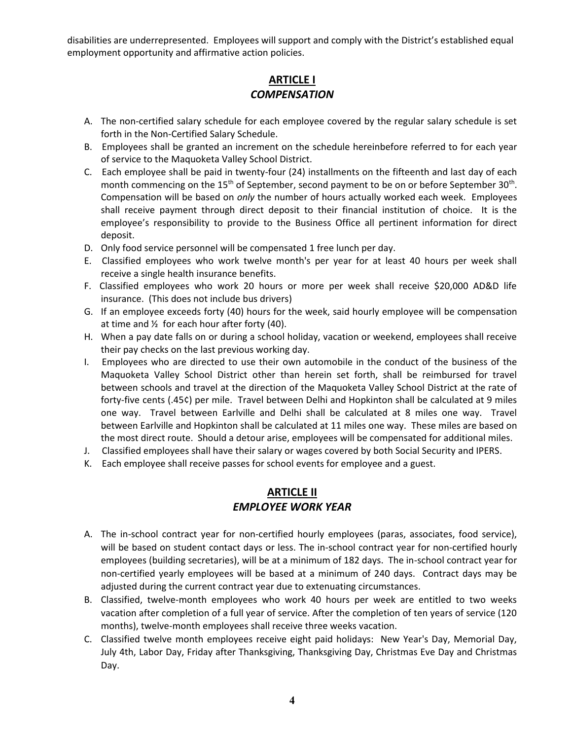disabilities are underrepresented. Employees will support and comply with the District's established equal employment opportunity and affirmative action policies.

## ARTICLE I
### *COMPENSATION*

A. The non-certified salary schedule for each employee covered by the regular salary schedule is set forth in the Non-Certified Salary Schedule.

B. Employees shall be granted an increment on the schedule hereinbefore referred to for each year of service to the Maquoketa Valley School District.

C. Each employee shall be paid in twenty-four (24) installments on the fifteenth and last day of each month commencing on the 15th of September, second payment to be on or before September 30th. Compensation will be based on *only* the number of hours actually worked each week. Employees shall receive payment through direct deposit to their financial institution of choice. It is the employee's responsibility to provide to the Business Office all pertinent information for direct deposit.

D. Only food service personnel will be compensated 1 free lunch per day.

E. Classified employees who work twelve month's per year for at least 40 hours per week shall receive a single health insurance benefits.

F. Classified employees who work 20 hours or more per week shall receive $20,000 AD&D life insurance. (This does not include bus drivers)

G. If an employee exceeds forty (40) hours for the week, said hourly employee will be compensation at time and ½ for each hour after forty (40).

H. When a pay date falls on or during a school holiday, vacation or weekend, employees shall receive their pay checks on the last previous working day.

I. Employees who are directed to use their own automobile in the conduct of the business of the Maquoketa Valley School District other than herein set forth, shall be reimbursed for travel between schools and travel at the direction of the Maquoketa Valley School District at the rate of forty-five cents (.45¢) per mile. Travel between Delhi and Hopkinton shall be calculated at 9 miles one way. Travel between Earlville and Delhi shall be calculated at 8 miles one way. Travel between Earlville and Hopkinton shall be calculated at 11 miles one way. These miles are based on the most direct route. Should a detour arise, employees will be compensated for additional miles.

J. Classified employees shall have their salary or wages covered by both Social Security and IPERS.

K. Each employee shall receive passes for school events for employee and a guest.

## ARTICLE II
### *EMPLOYEE WORK YEAR*

A. The in-school contract year for non-certified hourly employees (paras, associates, food service), will be based on student contact days or less. The in-school contract year for non-certified hourly employees (building secretaries), will be at a minimum of 182 days. The in-school contract year for non-certified yearly employees will be based at a minimum of 240 days. Contract days may be adjusted during the current contract year due to extenuating circumstances.

B. Classified, twelve-month employees who work 40 hours per week are entitled to two weeks vacation after completion of a full year of service. After the completion of ten years of service (120 months), twelve-month employees shall receive three weeks vacation.

C. Classified twelve month employees receive eight paid holidays: New Year's Day, Memorial Day, July 4th, Labor Day, Friday after Thanksgiving, Thanksgiving Day, Christmas Eve Day and Christmas Day.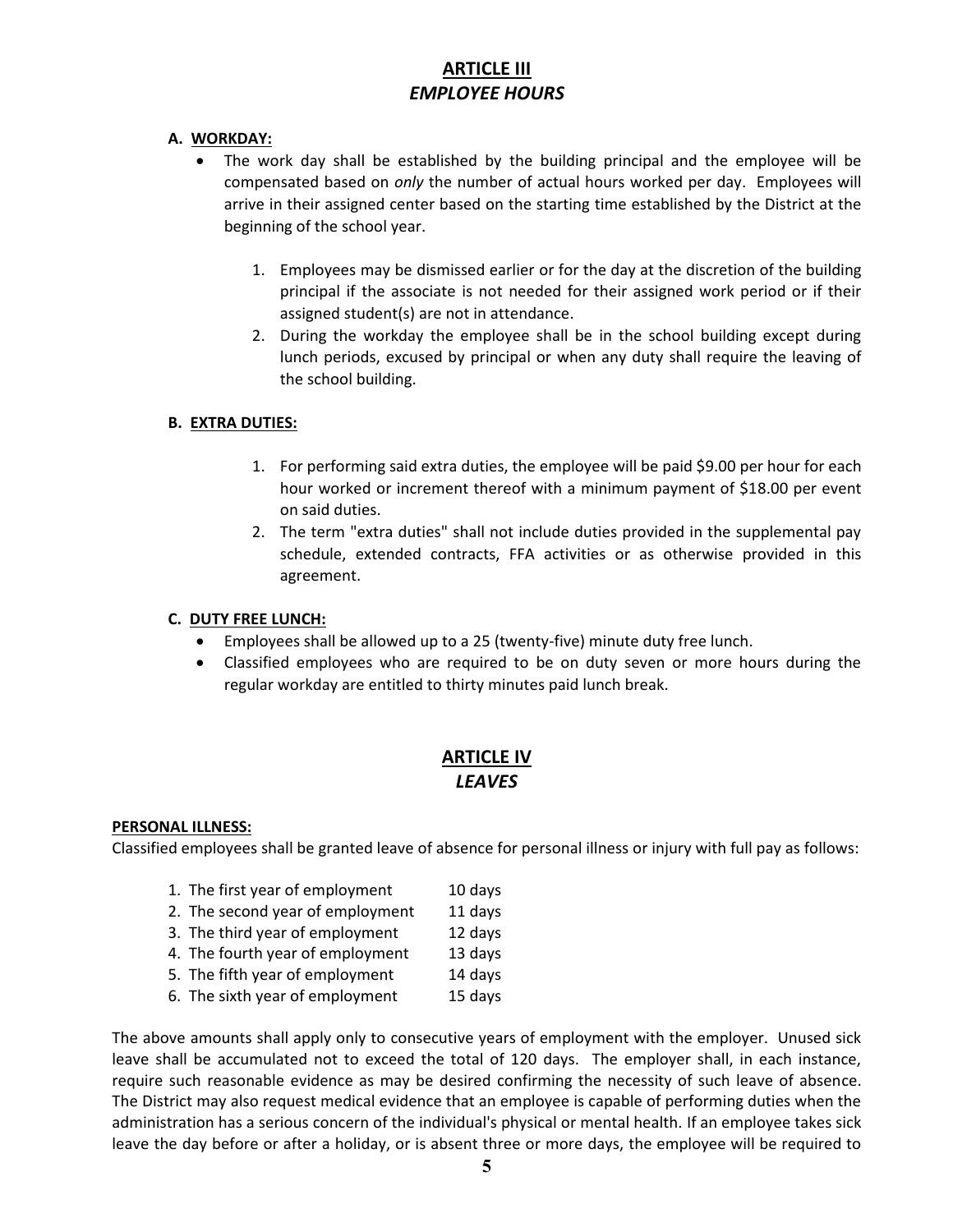## ARTICLE III
## *EMPLOYEE HOURS*

**A. WORKDAY:**

- The work day shall be established by the building principal and the employee will be compensated based on *only* the number of actual hours worked per day. Employees will arrive in their assigned center based on the starting time established by the District at the beginning of the school year.

    1. Employees may be dismissed earlier or for the day at the discretion of the building principal if the associate is not needed for their assigned work period or if their assigned student(s) are not in attendance.
    2. During the workday the employee shall be in the school building except during lunch periods, excused by principal or when any duty shall require the leaving of the school building.

**B. EXTRA DUTIES:**

1. For performing said extra duties, the employee will be paid $9.00 per hour for each hour worked or increment thereof with a minimum payment of $18.00 per event on said duties.
2. The term "extra duties" shall not include duties provided in the supplemental pay schedule, extended contracts, FFA activities or as otherwise provided in this agreement.

**C. DUTY FREE LUNCH:**

- Employees shall be allowed up to a 25 (twenty-five) minute duty free lunch.
- Classified employees who are required to be on duty seven or more hours during the regular workday are entitled to thirty minutes paid lunch break.

## ARTICLE IV
## *LEAVES*

**PERSONAL ILLNESS:**

Classified employees shall be granted leave of absence for personal illness or injury with full pay as follows:

1. The first year of employment 10 days
2. The second year of employment 11 days
3. The third year of employment 12 days
4. The fourth year of employment 13 days
5. The fifth year of employment 14 days
6. The sixth year of employment 15 days

The above amounts shall apply only to consecutive years of employment with the employer. Unused sick leave shall be accumulated not to exceed the total of 120 days. The employer shall, in each instance, require such reasonable evidence as may be desired confirming the necessity of such leave of absence. The District may also request medical evidence that an employee is capable of performing duties when the administration has a serious concern of the individual's physical or mental health. If an employee takes sick leave the day before or after a holiday, or is absent three or more days, the employee will be required to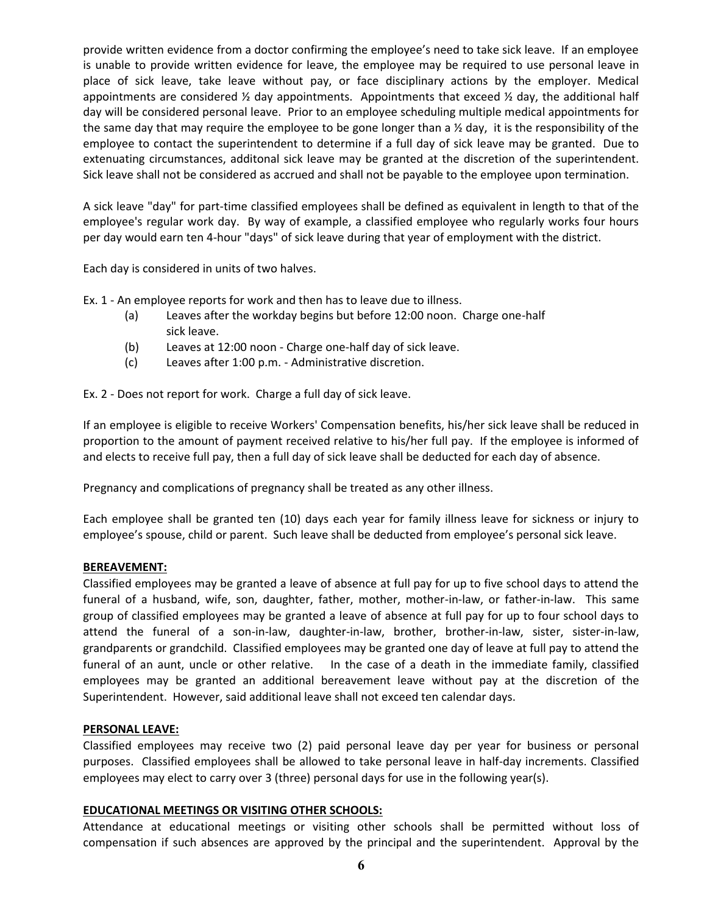provide written evidence from a doctor confirming the employee's need to take sick leave. If an employee is unable to provide written evidence for leave, the employee may be required to use personal leave in place of sick leave, take leave without pay, or face disciplinary actions by the employer. Medical appointments are considered ½ day appointments. Appointments that exceed ½ day, the additional half day will be considered personal leave. Prior to an employee scheduling multiple medical appointments for the same day that may require the employee to be gone longer than a ½ day, it is the responsibility of the employee to contact the superintendent to determine if a full day of sick leave may be granted. Due to extenuating circumstances, additonal sick leave may be granted at the discretion of the superintendent. Sick leave shall not be considered as accrued and shall not be payable to the employee upon termination.

A sick leave "day" for part-time classified employees shall be defined as equivalent in length to that of the employee's regular work day. By way of example, a classified employee who regularly works four hours per day would earn ten 4-hour "days" of sick leave during that year of employment with the district.

Each day is considered in units of two halves.

Ex. 1 - An employee reports for work and then has to leave due to illness.

- (a) Leaves after the workday begins but before 12:00 noon. Charge one-half sick leave.
- (b) Leaves at 12:00 noon - Charge one-half day of sick leave.
- (c) Leaves after 1:00 p.m. - Administrative discretion.

Ex. 2 - Does not report for work. Charge a full day of sick leave.

If an employee is eligible to receive Workers' Compensation benefits, his/her sick leave shall be reduced in proportion to the amount of payment received relative to his/her full pay. If the employee is informed of and elects to receive full pay, then a full day of sick leave shall be deducted for each day of absence.

Pregnancy and complications of pregnancy shall be treated as any other illness.

Each employee shall be granted ten (10) days each year for family illness leave for sickness or injury to employee's spouse, child or parent. Such leave shall be deducted from employee's personal sick leave.

**BEREAVEMENT:**

Classified employees may be granted a leave of absence at full pay for up to five school days to attend the funeral of a husband, wife, son, daughter, father, mother, mother-in-law, or father-in-law. This same group of classified employees may be granted a leave of absence at full pay for up to four school days to attend the funeral of a son-in-law, daughter-in-law, brother, brother-in-law, sister, sister-in-law, grandparents or grandchild. Classified employees may be granted one day of leave at full pay to attend the funeral of an aunt, uncle or other relative. In the case of a death in the immediate family, classified employees may be granted an additional bereavement leave without pay at the discretion of the Superintendent. However, said additional leave shall not exceed ten calendar days.

**PERSONAL LEAVE:**

Classified employees may receive two (2) paid personal leave day per year for business or personal purposes. Classified employees shall be allowed to take personal leave in half-day increments. Classified employees may elect to carry over 3 (three) personal days for use in the following year(s).

**EDUCATIONAL MEETINGS OR VISITING OTHER SCHOOLS:**

Attendance at educational meetings or visiting other schools shall be permitted without loss of compensation if such absences are approved by the principal and the superintendent. Approval by the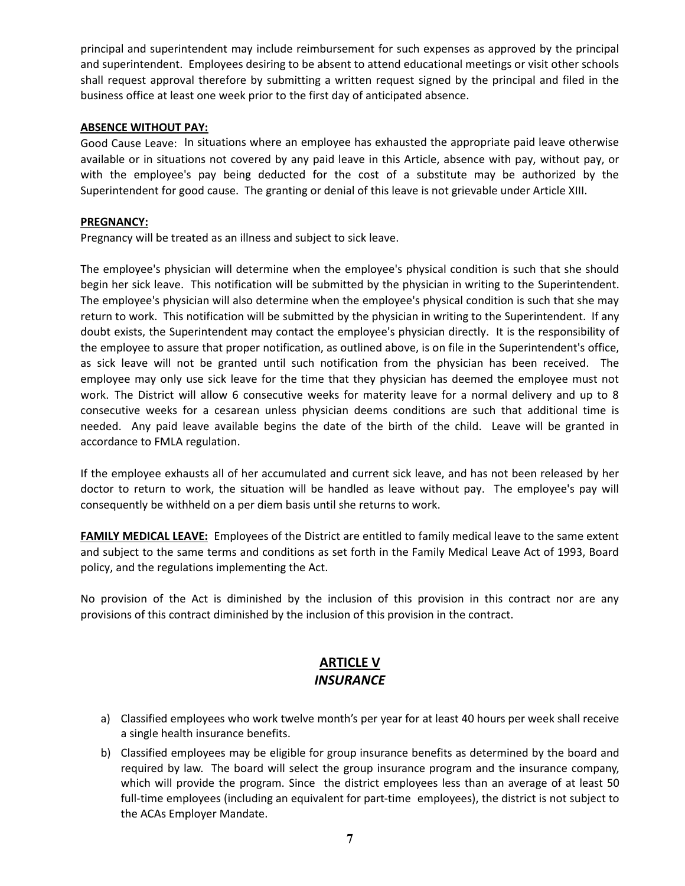principal and superintendent may include reimbursement for such expenses as approved by the principal and superintendent. Employees desiring to be absent to attend educational meetings or visit other schools shall request approval therefore by submitting a written request signed by the principal and filed in the business office at least one week prior to the first day of anticipated absence.

**ABSENCE WITHOUT PAY:**

Good Cause Leave: In situations where an employee has exhausted the appropriate paid leave otherwise available or in situations not covered by any paid leave in this Article, absence with pay, without pay, or with the employee's pay being deducted for the cost of a substitute may be authorized by the Superintendent for good cause. The granting or denial of this leave is not grievable under Article XIII.

**PREGNANCY:**

Pregnancy will be treated as an illness and subject to sick leave.

The employee's physician will determine when the employee's physical condition is such that she should begin her sick leave. This notification will be submitted by the physician in writing to the Superintendent. The employee's physician will also determine when the employee's physical condition is such that she may return to work. This notification will be submitted by the physician in writing to the Superintendent. If any doubt exists, the Superintendent may contact the employee's physician directly. It is the responsibility of the employee to assure that proper notification, as outlined above, is on file in the Superintendent's office, as sick leave will not be granted until such notification from the physician has been received. The employee may only use sick leave for the time that they physician has deemed the employee must not work. The District will allow 6 consecutive weeks for materity leave for a normal delivery and up to 8 consecutive weeks for a cesarean unless physician deems conditions are such that additional time is needed. Any paid leave available begins the date of the birth of the child. Leave will be granted in accordance to FMLA regulation.

If the employee exhausts all of her accumulated and current sick leave, and has not been released by her doctor to return to work, the situation will be handled as leave without pay. The employee's pay will consequently be withheld on a per diem basis until she returns to work.

**FAMILY MEDICAL LEAVE:** Employees of the District are entitled to family medical leave to the same extent and subject to the same terms and conditions as set forth in the Family Medical Leave Act of 1993, Board policy, and the regulations implementing the Act.

No provision of the Act is diminished by the inclusion of this provision in this contract nor are any provisions of this contract diminished by the inclusion of this provision in the contract.

## ARTICLE V
## *INSURANCE*

a) Classified employees who work twelve month's per year for at least 40 hours per week shall receive a single health insurance benefits.
b) Classified employees may be eligible for group insurance benefits as determined by the board and required by law. The board will select the group insurance program and the insurance company, which will provide the program. Since the district employees less than an average of at least 50 full-time employees (including an equivalent for part-time employees), the district is not subject to the ACAs Employer Mandate.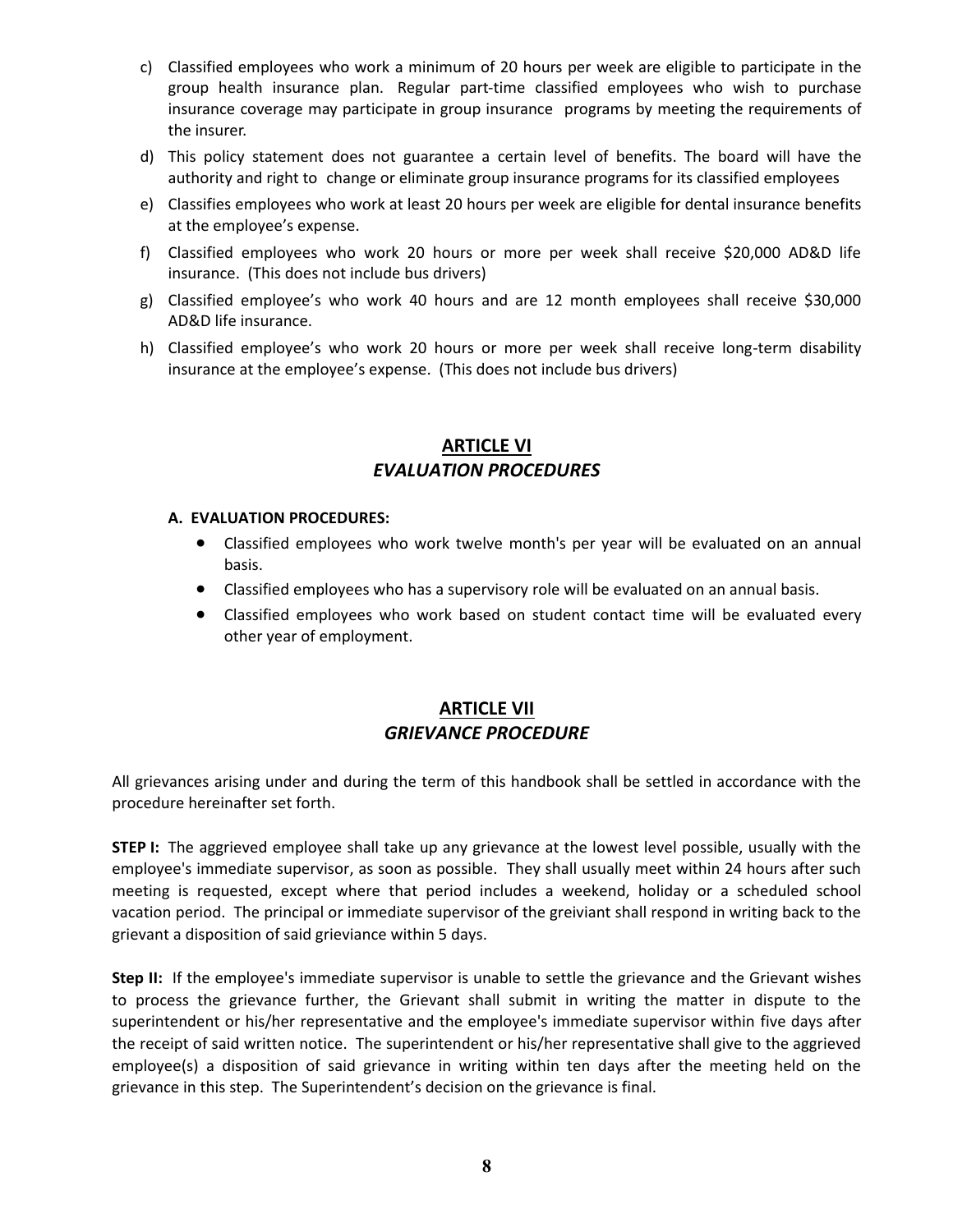c) Classified employees who work a minimum of 20 hours per week are eligible to participate in the group health insurance plan. Regular part-time classified employees who wish to purchase insurance coverage may participate in group insurance programs by meeting the requirements of the insurer.

d) This policy statement does not guarantee a certain level of benefits. The board will have the authority and right to change or eliminate group insurance programs for its classified employees

e) Classifies employees who work at least 20 hours per week are eligible for dental insurance benefits at the employee's expense.

f) Classified employees who work 20 hours or more per week shall receive $20,000 AD&D life insurance. (This does not include bus drivers)

g) Classified employee's who work 40 hours and are 12 month employees shall receive $30,000 AD&D life insurance.

h) Classified employee's who work 20 hours or more per week shall receive long-term disability insurance at the employee's expense. (This does not include bus drivers)

## ARTICLE VI
## *EVALUATION PROCEDURES*

**A. EVALUATION PROCEDURES:**

- Classified employees who work twelve month's per year will be evaluated on an annual basis.
- Classified employees who has a supervisory role will be evaluated on an annual basis.
- Classified employees who work based on student contact time will be evaluated every other year of employment.

## ARTICLE VII
## *GRIEVANCE PROCEDURE*

All grievances arising under and during the term of this handbook shall be settled in accordance with the procedure hereinafter set forth.

**STEP I:** The aggrieved employee shall take up any grievance at the lowest level possible, usually with the employee's immediate supervisor, as soon as possible. They shall usually meet within 24 hours after such meeting is requested, except where that period includes a weekend, holiday or a scheduled school vacation period. The principal or immediate supervisor of the greiviant shall respond in writing back to the grievant a disposition of said grieviance within 5 days.

**Step II:** If the employee's immediate supervisor is unable to settle the grievance and the Grievant wishes to process the grievance further, the Grievant shall submit in writing the matter in dispute to the superintendent or his/her representative and the employee's immediate supervisor within five days after the receipt of said written notice. The superintendent or his/her representative shall give to the aggrieved employee(s) a disposition of said grievance in writing within ten days after the meeting held on the grievance in this step. The Superintendent's decision on the grievance is final.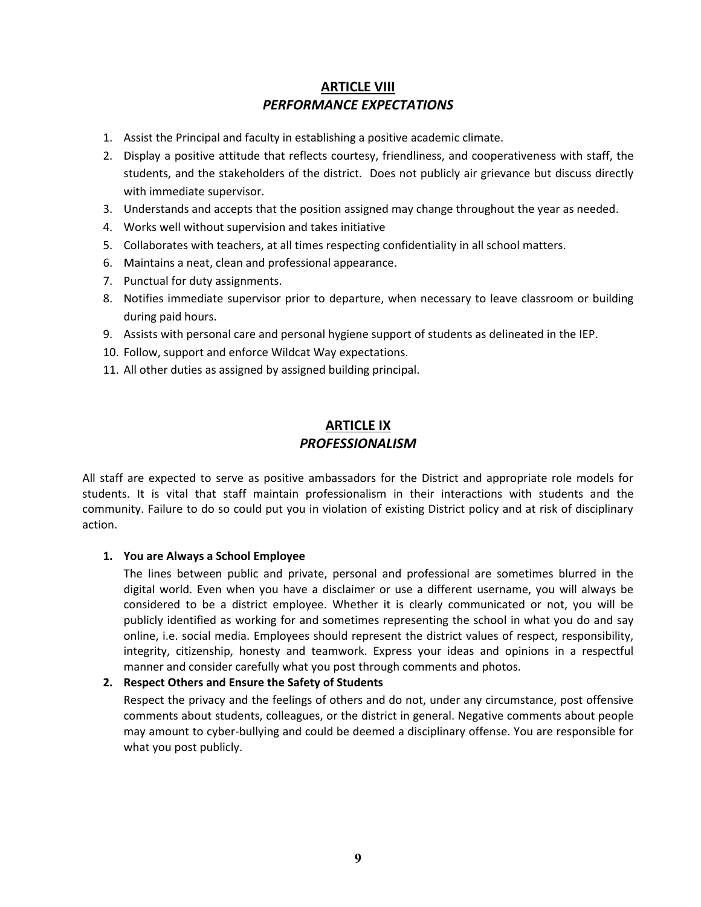## ARTICLE VIII

### *PERFORMANCE EXPECTATIONS*

1. Assist the Principal and faculty in establishing a positive academic climate.
2. Display a positive attitude that reflects courtesy, friendliness, and cooperativeness with staff, the students, and the stakeholders of the district. Does not publicly air grievance but discuss directly with immediate supervisor.
3. Understands and accepts that the position assigned may change throughout the year as needed.
4. Works well without supervision and takes initiative
5. Collaborates with teachers, at all times respecting confidentiality in all school matters.
6. Maintains a neat, clean and professional appearance.
7. Punctual for duty assignments.
8. Notifies immediate supervisor prior to departure, when necessary to leave classroom or building during paid hours.
9. Assists with personal care and personal hygiene support of students as delineated in the IEP.
10. Follow, support and enforce Wildcat Way expectations.
11. All other duties as assigned by assigned building principal.

## ARTICLE IX

### *PROFESSIONALISM*

All staff are expected to serve as positive ambassadors for the District and appropriate role models for students. It is vital that staff maintain professionalism in their interactions with students and the community. Failure to do so could put you in violation of existing District policy and at risk of disciplinary action.

1. **You are Always a School Employee**

   The lines between public and private, personal and professional are sometimes blurred in the digital world. Even when you have a disclaimer or use a different username, you will always be considered to be a district employee. Whether it is clearly communicated or not, you will be publicly identified as working for and sometimes representing the school in what you do and say online, i.e. social media. Employees should represent the district values of respect, responsibility, integrity, citizenship, honesty and teamwork. Express your ideas and opinions in a respectful manner and consider carefully what you post through comments and photos.

2. **Respect Others and Ensure the Safety of Students**

   Respect the privacy and the feelings of others and do not, under any circumstance, post offensive comments about students, colleagues, or the district in general. Negative comments about people may amount to cyber-bullying and could be deemed a disciplinary offense. You are responsible for what you post publicly.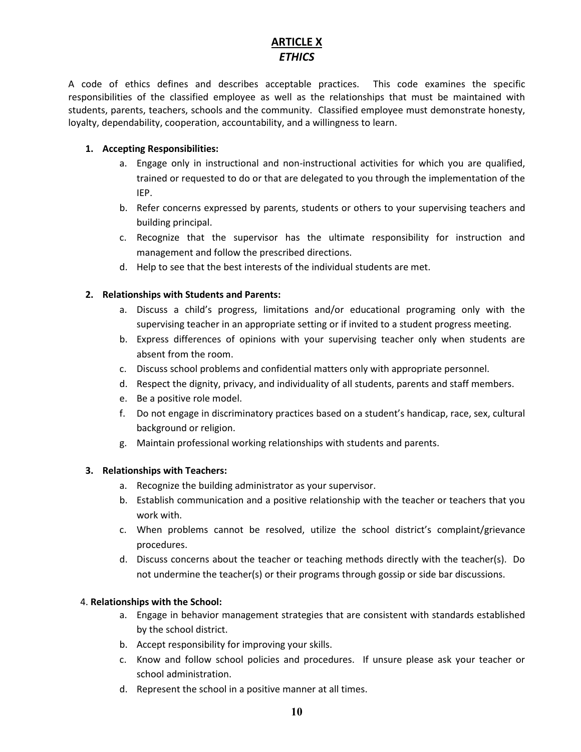# ARTICLE X
## *ETHICS*

A code of ethics defines and describes acceptable practices. This code examines the specific responsibilities of the classified employee as well as the relationships that must be maintained with students, parents, teachers, schools and the community. Classified employee must demonstrate honesty, loyalty, dependability, cooperation, accountability, and a willingness to learn.

1. **Accepting Responsibilities:**
    a. Engage only in instructional and non-instructional activities for which you are qualified, trained or requested to do or that are delegated to you through the implementation of the IEP.
    b. Refer concerns expressed by parents, students or others to your supervising teachers and building principal.
    c. Recognize that the supervisor has the ultimate responsibility for instruction and management and follow the prescribed directions.
    d. Help to see that the best interests of the individual students are met.

2. **Relationships with Students and Parents:**
    a. Discuss a child's progress, limitations and/or educational programing only with the supervising teacher in an appropriate setting or if invited to a student progress meeting.
    b. Express differences of opinions with your supervising teacher only when students are absent from the room.
    c. Discuss school problems and confidential matters only with appropriate personnel.
    d. Respect the dignity, privacy, and individuality of all students, parents and staff members.
    e. Be a positive role model.
    f. Do not engage in discriminatory practices based on a student's handicap, race, sex, cultural background or religion.
    g. Maintain professional working relationships with students and parents.

3. **Relationships with Teachers:**
    a. Recognize the building administrator as your supervisor.
    b. Establish communication and a positive relationship with the teacher or teachers that you work with.
    c. When problems cannot be resolved, utilize the school district's complaint/grievance procedures.
    d. Discuss concerns about the teacher or teaching methods directly with the teacher(s). Do not undermine the teacher(s) or their programs through gossip or side bar discussions.

4. **Relationships with the School:**
    a. Engage in behavior management strategies that are consistent with standards established by the school district.
    b. Accept responsibility for improving your skills.
    c. Know and follow school policies and procedures. If unsure please ask your teacher or school administration.
    d. Represent the school in a positive manner at all times.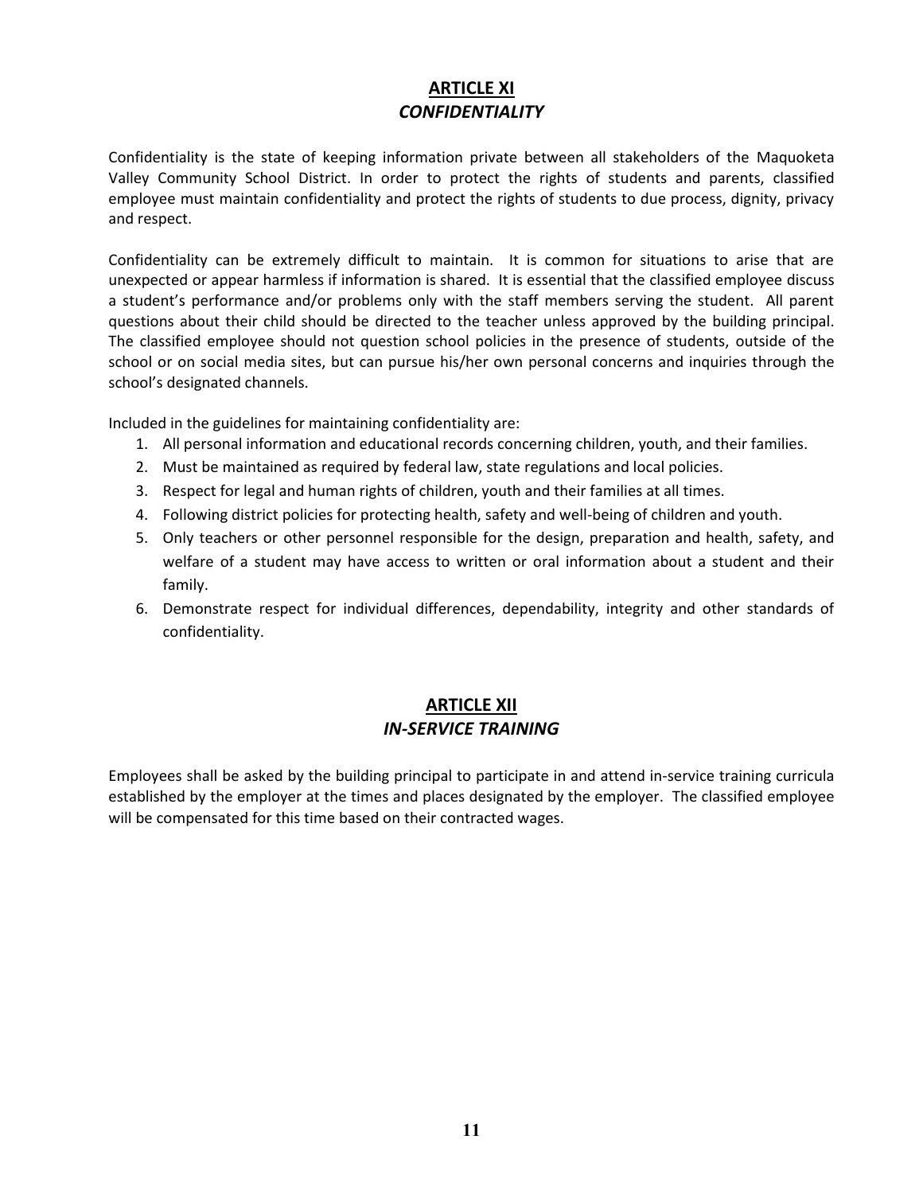## ARTICLE XI
### *CONFIDENTIALITY*

Confidentiality is the state of keeping information private between all stakeholders of the Maquoketa Valley Community School District. In order to protect the rights of students and parents, classified employee must maintain confidentiality and protect the rights of students to due process, dignity, privacy and respect.

Confidentiality can be extremely difficult to maintain. It is common for situations to arise that are unexpected or appear harmless if information is shared. It is essential that the classified employee discuss a student's performance and/or problems only with the staff members serving the student. All parent questions about their child should be directed to the teacher unless approved by the building principal. The classified employee should not question school policies in the presence of students, outside of the school or on social media sites, but can pursue his/her own personal concerns and inquiries through the school's designated channels.

Included in the guidelines for maintaining confidentiality are:

1. All personal information and educational records concerning children, youth, and their families.
2. Must be maintained as required by federal law, state regulations and local policies.
3. Respect for legal and human rights of children, youth and their families at all times.
4. Following district policies for protecting health, safety and well-being of children and youth.
5. Only teachers or other personnel responsible for the design, preparation and health, safety, and welfare of a student may have access to written or oral information about a student and their family.
6. Demonstrate respect for individual differences, dependability, integrity and other standards of confidentiality.

## ARTICLE XII
### *IN-SERVICE TRAINING*

Employees shall be asked by the building principal to participate in and attend in-service training curricula established by the employer at the times and places designated by the employer. The classified employee will be compensated for this time based on their contracted wages.